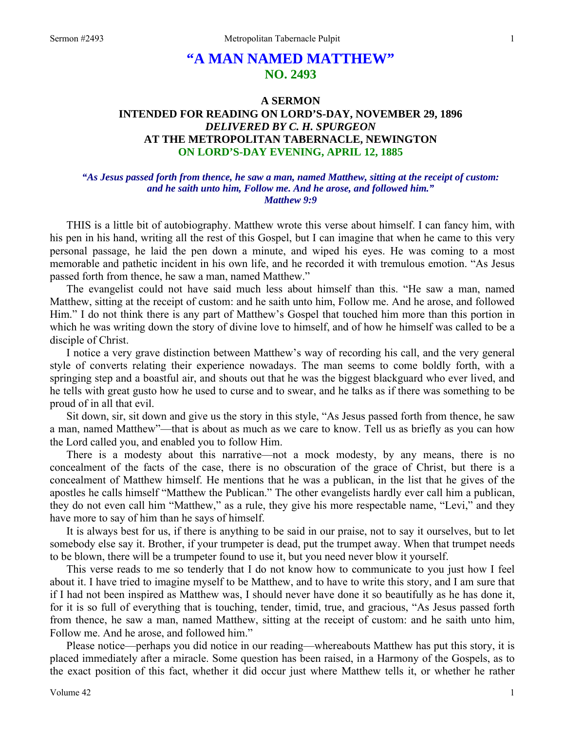# "A MAN NAMED MATTHEW"
## NO. 2493

### A SERMON
### INTENDED FOR READING ON LORD'S-DAY, NOVEMBER 29, 1896
### *DELIVERED BY C. H. SPURGEON*
### AT THE METROPOLITAN TABERNACLE, NEWINGTON
### ON LORD'S-DAY EVENING, APRIL 12, 1885

***"As Jesus passed forth from thence, he saw a man, named Matthew, sitting at the receipt of custom: and he saith unto him, Follow me. And he arose, and followed him." Matthew 9:9***

THIS is a little bit of autobiography. Matthew wrote this verse about himself. I can fancy him, with his pen in his hand, writing all the rest of this Gospel, but I can imagine that when he came to this very personal passage, he laid the pen down a minute, and wiped his eyes. He was coming to a most memorable and pathetic incident in his own life, and he recorded it with tremulous emotion. "As Jesus passed forth from thence, he saw a man, named Matthew."

The evangelist could not have said much less about himself than this. "He saw a man, named Matthew, sitting at the receipt of custom: and he saith unto him, Follow me. And he arose, and followed Him." I do not think there is any part of Matthew's Gospel that touched him more than this portion in which he was writing down the story of divine love to himself, and of how he himself was called to be a disciple of Christ.

I notice a very grave distinction between Matthew's way of recording his call, and the very general style of converts relating their experience nowadays. The man seems to come boldly forth, with a springing step and a boastful air, and shouts out that he was the biggest blackguard who ever lived, and he tells with great gusto how he used to curse and to swear, and he talks as if there was something to be proud of in all that evil.

Sit down, sir, sit down and give us the story in this style, "As Jesus passed forth from thence, he saw a man, named Matthew"—that is about as much as we care to know. Tell us as briefly as you can how the Lord called you, and enabled you to follow Him.

There is a modesty about this narrative—not a mock modesty, by any means, there is no concealment of the facts of the case, there is no obscuration of the grace of Christ, but there is a concealment of Matthew himself. He mentions that he was a publican, in the list that he gives of the apostles he calls himself "Matthew the Publican." The other evangelists hardly ever call him a publican, they do not even call him "Matthew," as a rule, they give his more respectable name, "Levi," and they have more to say of him than he says of himself.

It is always best for us, if there is anything to be said in our praise, not to say it ourselves, but to let somebody else say it. Brother, if your trumpeter is dead, put the trumpet away. When that trumpet needs to be blown, there will be a trumpeter found to use it, but you need never blow it yourself.

This verse reads to me so tenderly that I do not know how to communicate to you just how I feel about it. I have tried to imagine myself to be Matthew, and to have to write this story, and I am sure that if I had not been inspired as Matthew was, I should never have done it so beautifully as he has done it, for it is so full of everything that is touching, tender, timid, true, and gracious, "As Jesus passed forth from thence, he saw a man, named Matthew, sitting at the receipt of custom: and he saith unto him, Follow me. And he arose, and followed him."

Please notice—perhaps you did notice in our reading—whereabouts Matthew has put this story, it is placed immediately after a miracle. Some question has been raised, in a Harmony of the Gospels, as to the exact position of this fact, whether it did occur just where Matthew tells it, or whether he rather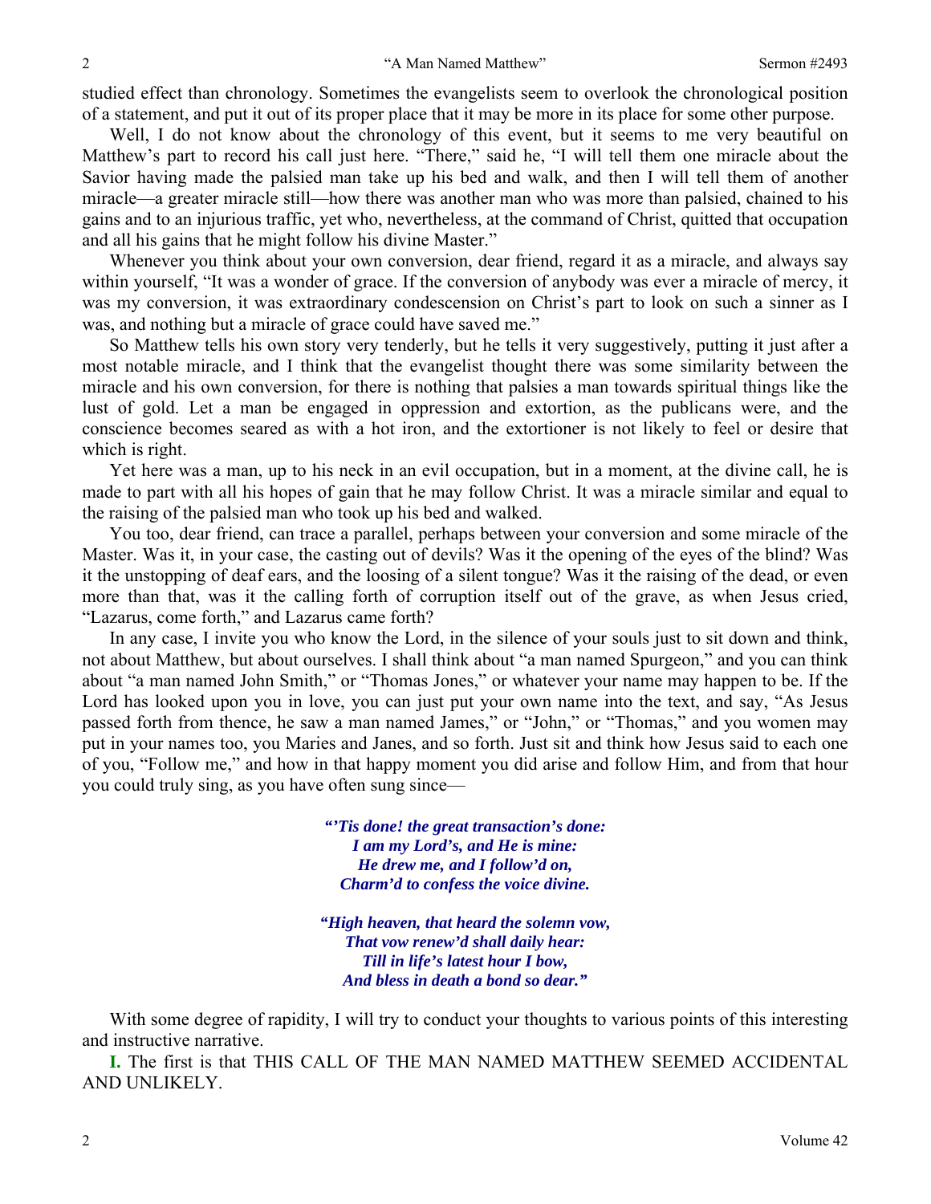studied effect than chronology. Sometimes the evangelists seem to overlook the chronological position of a statement, and put it out of its proper place that it may be more in its place for some other purpose.

Well, I do not know about the chronology of this event, but it seems to me very beautiful on Matthew's part to record his call just here. "There," said he, "I will tell them one miracle about the Savior having made the palsied man take up his bed and walk, and then I will tell them of another miracle—a greater miracle still—how there was another man who was more than palsied, chained to his gains and to an injurious traffic, yet who, nevertheless, at the command of Christ, quitted that occupation and all his gains that he might follow his divine Master."

Whenever you think about your own conversion, dear friend, regard it as a miracle, and always say within yourself, "It was a wonder of grace. If the conversion of anybody was ever a miracle of mercy, it was my conversion, it was extraordinary condescension on Christ's part to look on such a sinner as I was, and nothing but a miracle of grace could have saved me."

So Matthew tells his own story very tenderly, but he tells it very suggestively, putting it just after a most notable miracle, and I think that the evangelist thought there was some similarity between the miracle and his own conversion, for there is nothing that palsies a man towards spiritual things like the lust of gold. Let a man be engaged in oppression and extortion, as the publicans were, and the conscience becomes seared as with a hot iron, and the extortioner is not likely to feel or desire that which is right.

Yet here was a man, up to his neck in an evil occupation, but in a moment, at the divine call, he is made to part with all his hopes of gain that he may follow Christ. It was a miracle similar and equal to the raising of the palsied man who took up his bed and walked.

You too, dear friend, can trace a parallel, perhaps between your conversion and some miracle of the Master. Was it, in your case, the casting out of devils? Was it the opening of the eyes of the blind? Was it the unstopping of deaf ears, and the loosing of a silent tongue? Was it the raising of the dead, or even more than that, was it the calling forth of corruption itself out of the grave, as when Jesus cried, "Lazarus, come forth," and Lazarus came forth?

In any case, I invite you who know the Lord, in the silence of your souls just to sit down and think, not about Matthew, but about ourselves. I shall think about "a man named Spurgeon," and you can think about "a man named John Smith," or "Thomas Jones," or whatever your name may happen to be. If the Lord has looked upon you in love, you can just put your own name into the text, and say, "As Jesus passed forth from thence, he saw a man named James," or "John," or "Thomas," and you women may put in your names too, you Maries and Janes, and so forth. Just sit and think how Jesus said to each one of you, "Follow me," and how in that happy moment you did arise and follow Him, and from that hour you could truly sing, as you have often sung since—

> ***"'Tis done! the great transaction's done:***
> ***I am my Lord's, and He is mine:***
> ***He drew me, and I follow'd on,***
> ***Charm'd to confess the voice divine.***
>
> ***"High heaven, that heard the solemn vow,***
> ***That vow renew'd shall daily hear:***
> ***Till in life's latest hour I bow,***
> ***And bless in death a bond so dear."***

With some degree of rapidity, I will try to conduct your thoughts to various points of this interesting and instructive narrative.

**I.** The first is that THIS CALL OF THE MAN NAMED MATTHEW SEEMED ACCIDENTAL AND UNLIKELY.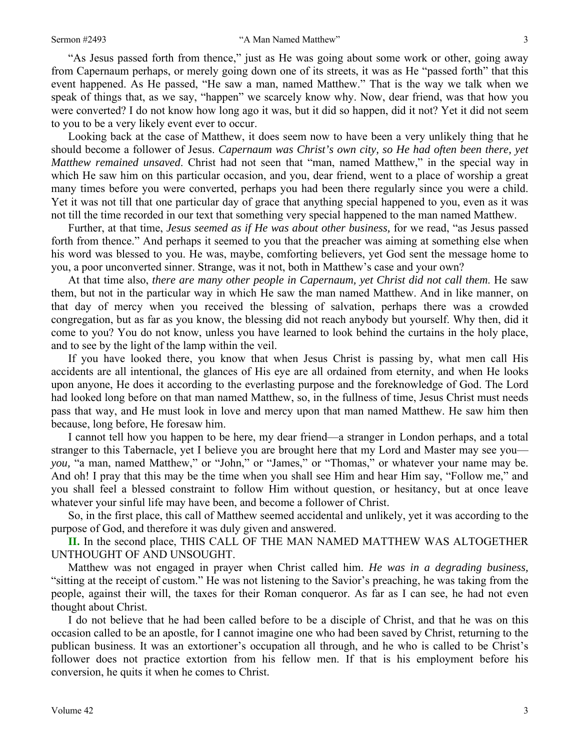"As Jesus passed forth from thence," just as He was going about some work or other, going away from Capernaum perhaps, or merely going down one of its streets, it was as He "passed forth" that this event happened. As He passed, "He saw a man, named Matthew." That is the way we talk when we speak of things that, as we say, "happen" we scarcely know why. Now, dear friend, was that how you were converted? I do not know how long ago it was, but it did so happen, did it not? Yet it did not seem to you to be a very likely event ever to occur.

Looking back at the case of Matthew, it does seem now to have been a very unlikely thing that he should become a follower of Jesus. *Capernaum was Christ's own city, so He had often been there, yet Matthew remained unsaved*. Christ had not seen that "man, named Matthew," in the special way in which He saw him on this particular occasion, and you, dear friend, went to a place of worship a great many times before you were converted, perhaps you had been there regularly since you were a child. Yet it was not till that one particular day of grace that anything special happened to you, even as it was not till the time recorded in our text that something very special happened to the man named Matthew.

Further, at that time, *Jesus seemed as if He was about other business,* for we read, "as Jesus passed forth from thence." And perhaps it seemed to you that the preacher was aiming at something else when his word was blessed to you. He was, maybe, comforting believers, yet God sent the message home to you, a poor unconverted sinner. Strange, was it not, both in Matthew's case and your own?

At that time also, *there are many other people in Capernaum, yet Christ did not call them*. He saw them, but not in the particular way in which He saw the man named Matthew. And in like manner, on that day of mercy when you received the blessing of salvation, perhaps there was a crowded congregation, but as far as you know, the blessing did not reach anybody but yourself. Why then, did it come to you? You do not know, unless you have learned to look behind the curtains in the holy place, and to see by the light of the lamp within the veil.

If you have looked there, you know that when Jesus Christ is passing by, what men call His accidents are all intentional, the glances of His eye are all ordained from eternity, and when He looks upon anyone, He does it according to the everlasting purpose and the foreknowledge of God. The Lord had looked long before on that man named Matthew, so, in the fullness of time, Jesus Christ must needs pass that way, and He must look in love and mercy upon that man named Matthew. He saw him then because, long before, He foresaw him.

I cannot tell how you happen to be here, my dear friend—a stranger in London perhaps, and a total stranger to this Tabernacle, yet I believe you are brought here that my Lord and Master may see you—*you,* "a man, named Matthew," or "John," or "James," or "Thomas," or whatever your name may be. And oh! I pray that this may be the time when you shall see Him and hear Him say, "Follow me," and you shall feel a blessed constraint to follow Him without question, or hesitancy, but at once leave whatever your sinful life may have been, and become a follower of Christ.

So, in the first place, this call of Matthew seemed accidental and unlikely, yet it was according to the purpose of God, and therefore it was duly given and answered.

**II.** In the second place, THIS CALL OF THE MAN NAMED MATTHEW WAS ALTOGETHER UNTHOUGHT OF AND UNSOUGHT.

Matthew was not engaged in prayer when Christ called him. *He was in a degrading business,* "sitting at the receipt of custom." He was not listening to the Savior's preaching, he was taking from the people, against their will, the taxes for their Roman conqueror. As far as I can see, he had not even thought about Christ.

I do not believe that he had been called before to be a disciple of Christ, and that he was on this occasion called to be an apostle, for I cannot imagine one who had been saved by Christ, returning to the publican business. It was an extortioner's occupation all through, and he who is called to be Christ's follower does not practice extortion from his fellow men. If that is his employment before his conversion, he quits it when he comes to Christ.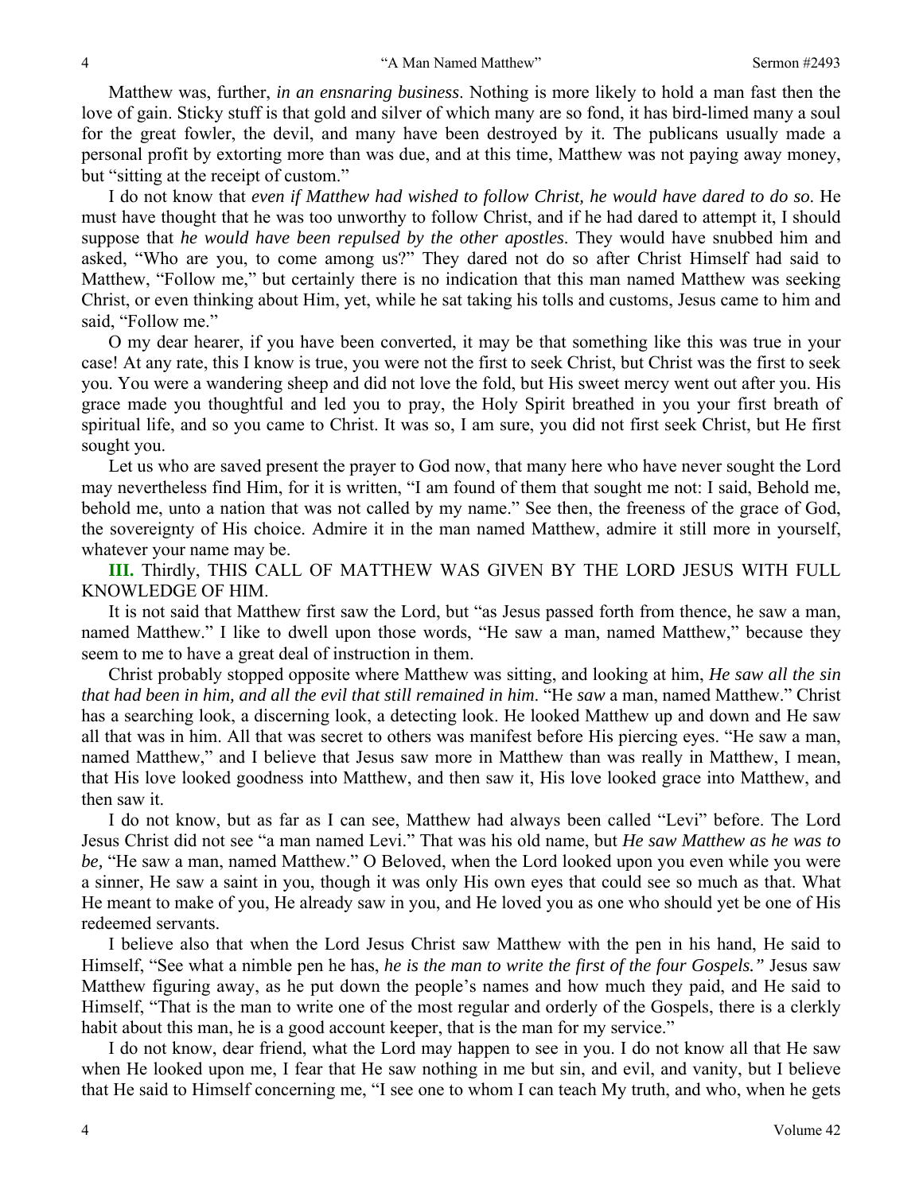Matthew was, further, *in an ensnaring business*. Nothing is more likely to hold a man fast then the love of gain. Sticky stuff is that gold and silver of which many are so fond, it has bird-limed many a soul for the great fowler, the devil, and many have been destroyed by it. The publicans usually made a personal profit by extorting more than was due, and at this time, Matthew was not paying away money, but "sitting at the receipt of custom."

I do not know that *even if Matthew had wished to follow Christ, he would have dared to do so*. He must have thought that he was too unworthy to follow Christ, and if he had dared to attempt it, I should suppose that *he would have been repulsed by the other apostles*. They would have snubbed him and asked, "Who are you, to come among us?" They dared not do so after Christ Himself had said to Matthew, "Follow me," but certainly there is no indication that this man named Matthew was seeking Christ, or even thinking about Him, yet, while he sat taking his tolls and customs, Jesus came to him and said, "Follow me."

O my dear hearer, if you have been converted, it may be that something like this was true in your case! At any rate, this I know is true, you were not the first to seek Christ, but Christ was the first to seek you. You were a wandering sheep and did not love the fold, but His sweet mercy went out after you. His grace made you thoughtful and led you to pray, the Holy Spirit breathed in you your first breath of spiritual life, and so you came to Christ. It was so, I am sure, you did not first seek Christ, but He first sought you.

Let us who are saved present the prayer to God now, that many here who have never sought the Lord may nevertheless find Him, for it is written, "I am found of them that sought me not: I said, Behold me, behold me, unto a nation that was not called by my name." See then, the freeness of the grace of God, the sovereignty of His choice. Admire it in the man named Matthew, admire it still more in yourself, whatever your name may be.

**III.** Thirdly, THIS CALL OF MATTHEW WAS GIVEN BY THE LORD JESUS WITH FULL KNOWLEDGE OF HIM.

It is not said that Matthew first saw the Lord, but "as Jesus passed forth from thence, he saw a man, named Matthew." I like to dwell upon those words, "He saw a man, named Matthew," because they seem to me to have a great deal of instruction in them.

Christ probably stopped opposite where Matthew was sitting, and looking at him, *He saw all the sin that had been in him, and all the evil that still remained in him*. "He *saw* a man, named Matthew." Christ has a searching look, a discerning look, a detecting look. He looked Matthew up and down and He saw all that was in him. All that was secret to others was manifest before His piercing eyes. "He saw a man, named Matthew," and I believe that Jesus saw more in Matthew than was really in Matthew, I mean, that His love looked goodness into Matthew, and then saw it, His love looked grace into Matthew, and then saw it.

I do not know, but as far as I can see, Matthew had always been called "Levi" before. The Lord Jesus Christ did not see "a man named Levi." That was his old name, but *He saw Matthew as he was to be,* "He saw a man, named Matthew." O Beloved, when the Lord looked upon you even while you were a sinner, He saw a saint in you, though it was only His own eyes that could see so much as that. What He meant to make of you, He already saw in you, and He loved you as one who should yet be one of His redeemed servants.

I believe also that when the Lord Jesus Christ saw Matthew with the pen in his hand, He said to Himself, "See what a nimble pen he has, *he is the man to write the first of the four Gospels."* Jesus saw Matthew figuring away, as he put down the people's names and how much they paid, and He said to Himself, "That is the man to write one of the most regular and orderly of the Gospels, there is a clerkly habit about this man, he is a good account keeper, that is the man for my service."

I do not know, dear friend, what the Lord may happen to see in you. I do not know all that He saw when He looked upon me, I fear that He saw nothing in me but sin, and evil, and vanity, but I believe that He said to Himself concerning me, "I see one to whom I can teach My truth, and who, when he gets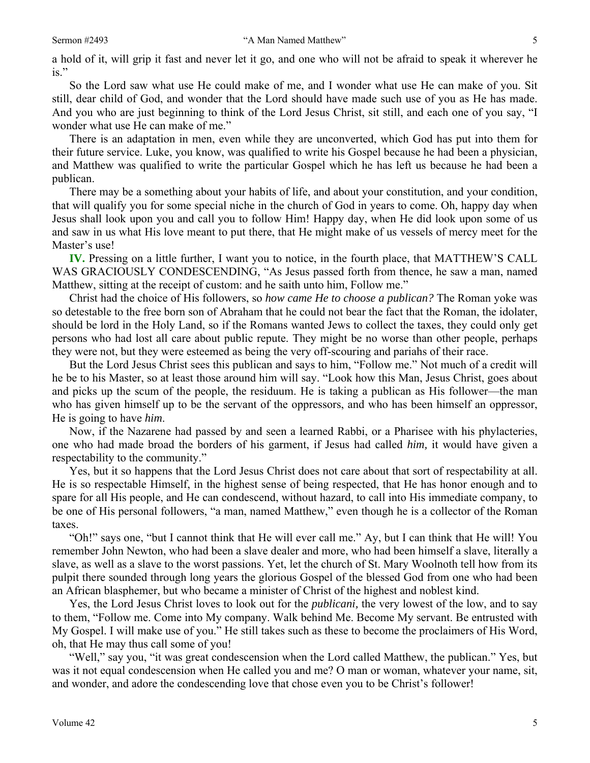a hold of it, will grip it fast and never let it go, and one who will not be afraid to speak it wherever he is."

So the Lord saw what use He could make of me, and I wonder what use He can make of you. Sit still, dear child of God, and wonder that the Lord should have made such use of you as He has made. And you who are just beginning to think of the Lord Jesus Christ, sit still, and each one of you say, "I wonder what use He can make of me."

There is an adaptation in men, even while they are unconverted, which God has put into them for their future service. Luke, you know, was qualified to write his Gospel because he had been a physician, and Matthew was qualified to write the particular Gospel which he has left us because he had been a publican.

There may be a something about your habits of life, and about your constitution, and your condition, that will qualify you for some special niche in the church of God in years to come. Oh, happy day when Jesus shall look upon you and call you to follow Him! Happy day, when He did look upon some of us and saw in us what His love meant to put there, that He might make of us vessels of mercy meet for the Master's use!

**IV.** Pressing on a little further, I want you to notice, in the fourth place, that MATTHEW'S CALL WAS GRACIOUSLY CONDESCENDING, "As Jesus passed forth from thence, he saw a man, named Matthew, sitting at the receipt of custom: and he saith unto him, Follow me."

Christ had the choice of His followers, so *how came He to choose a publican?* The Roman yoke was so detestable to the free born son of Abraham that he could not bear the fact that the Roman, the idolater, should be lord in the Holy Land, so if the Romans wanted Jews to collect the taxes, they could only get persons who had lost all care about public repute. They might be no worse than other people, perhaps they were not, but they were esteemed as being the very off-scouring and pariahs of their race.

But the Lord Jesus Christ sees this publican and says to him, "Follow me." Not much of a credit will he be to his Master, so at least those around him will say. "Look how this Man, Jesus Christ, goes about and picks up the scum of the people, the residuum. He is taking a publican as His follower—the man who has given himself up to be the servant of the oppressors, and who has been himself an oppressor, He is going to have *him*.

Now, if the Nazarene had passed by and seen a learned Rabbi, or a Pharisee with his phylacteries, one who had made broad the borders of his garment, if Jesus had called *him,* it would have given a respectability to the community."

Yes, but it so happens that the Lord Jesus Christ does not care about that sort of respectability at all. He is so respectable Himself, in the highest sense of being respected, that He has honor enough and to spare for all His people, and He can condescend, without hazard, to call into His immediate company, to be one of His personal followers, "a man, named Matthew," even though he is a collector of the Roman taxes.

"Oh!" says one, "but I cannot think that He will ever call me." Ay, but I can think that He will! You remember John Newton, who had been a slave dealer and more, who had been himself a slave, literally a slave, as well as a slave to the worst passions. Yet, let the church of St. Mary Woolnoth tell how from its pulpit there sounded through long years the glorious Gospel of the blessed God from one who had been an African blasphemer, but who became a minister of Christ of the highest and noblest kind.

Yes, the Lord Jesus Christ loves to look out for the *publicani,* the very lowest of the low, and to say to them, "Follow me. Come into My company. Walk behind Me. Become My servant. Be entrusted with My Gospel. I will make use of you." He still takes such as these to become the proclaimers of His Word, oh, that He may thus call some of you!

"Well," say you, "it was great condescension when the Lord called Matthew, the publican." Yes, but was it not equal condescension when He called you and me? O man or woman, whatever your name, sit, and wonder, and adore the condescending love that chose even you to be Christ's follower!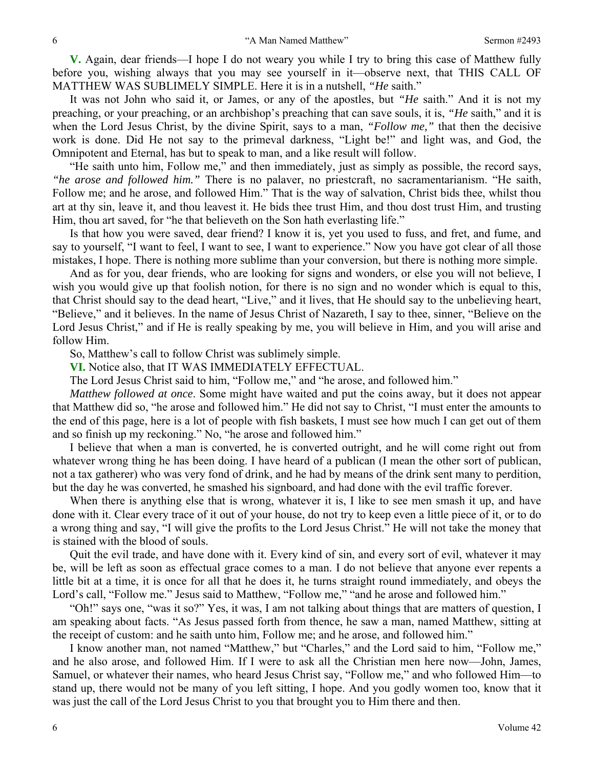**V.** Again, dear friends—I hope I do not weary you while I try to bring this case of Matthew fully before you, wishing always that you may see yourself in it—observe next, that THIS CALL OF MATTHEW WAS SUBLIMELY SIMPLE. Here it is in a nutshell, *"He* saith."

It was not John who said it, or James, or any of the apostles, but *"He* saith." And it is not my preaching, or your preaching, or an archbishop's preaching that can save souls, it is, *"He* saith," and it is when the Lord Jesus Christ, by the divine Spirit, says to a man, *"Follow me,"* that then the decisive work is done. Did He not say to the primeval darkness, "Light be!" and light was, and God, the Omnipotent and Eternal, has but to speak to man, and a like result will follow.

"He saith unto him, Follow me," and then immediately, just as simply as possible, the record says, *"he arose and followed him."* There is no palaver, no priestcraft, no sacramentarianism. "He saith, Follow me; and he arose, and followed Him." That is the way of salvation, Christ bids thee, whilst thou art at thy sin, leave it, and thou leavest it. He bids thee trust Him, and thou dost trust Him, and trusting Him, thou art saved, for "he that believeth on the Son hath everlasting life."

Is that how you were saved, dear friend? I know it is, yet you used to fuss, and fret, and fume, and say to yourself, "I want to feel, I want to see, I want to experience." Now you have got clear of all those mistakes, I hope. There is nothing more sublime than your conversion, but there is nothing more simple.

And as for you, dear friends, who are looking for signs and wonders, or else you will not believe, I wish you would give up that foolish notion, for there is no sign and no wonder which is equal to this, that Christ should say to the dead heart, "Live," and it lives, that He should say to the unbelieving heart, "Believe," and it believes. In the name of Jesus Christ of Nazareth, I say to thee, sinner, "Believe on the Lord Jesus Christ," and if He is really speaking by me, you will believe in Him, and you will arise and follow Him.

So, Matthew's call to follow Christ was sublimely simple.

**VI.** Notice also, that IT WAS IMMEDIATELY EFFECTUAL.

The Lord Jesus Christ said to him, "Follow me," and "he arose, and followed him."

*Matthew followed at once*. Some might have waited and put the coins away, but it does not appear that Matthew did so, "he arose and followed him." He did not say to Christ, "I must enter the amounts to the end of this page, here is a lot of people with fish baskets, I must see how much I can get out of them and so finish up my reckoning." No, "he arose and followed him."

I believe that when a man is converted, he is converted outright, and he will come right out from whatever wrong thing he has been doing. I have heard of a publican (I mean the other sort of publican, not a tax gatherer) who was very fond of drink, and he had by means of the drink sent many to perdition, but the day he was converted, he smashed his signboard, and had done with the evil traffic forever.

When there is anything else that is wrong, whatever it is, I like to see men smash it up, and have done with it. Clear every trace of it out of your house, do not try to keep even a little piece of it, or to do a wrong thing and say, "I will give the profits to the Lord Jesus Christ." He will not take the money that is stained with the blood of souls.

Quit the evil trade, and have done with it. Every kind of sin, and every sort of evil, whatever it may be, will be left as soon as effectual grace comes to a man. I do not believe that anyone ever repents a little bit at a time, it is once for all that he does it, he turns straight round immediately, and obeys the Lord's call, "Follow me." Jesus said to Matthew, "Follow me," "and he arose and followed him."

"Oh!" says one, "was it so?" Yes, it was, I am not talking about things that are matters of question, I am speaking about facts. "As Jesus passed forth from thence, he saw a man, named Matthew, sitting at the receipt of custom: and he saith unto him, Follow me; and he arose, and followed him."

I know another man, not named "Matthew," but "Charles," and the Lord said to him, "Follow me," and he also arose, and followed Him. If I were to ask all the Christian men here now—John, James, Samuel, or whatever their names, who heard Jesus Christ say, "Follow me," and who followed Him—to stand up, there would not be many of you left sitting, I hope. And you godly women too, know that it was just the call of the Lord Jesus Christ to you that brought you to Him there and then.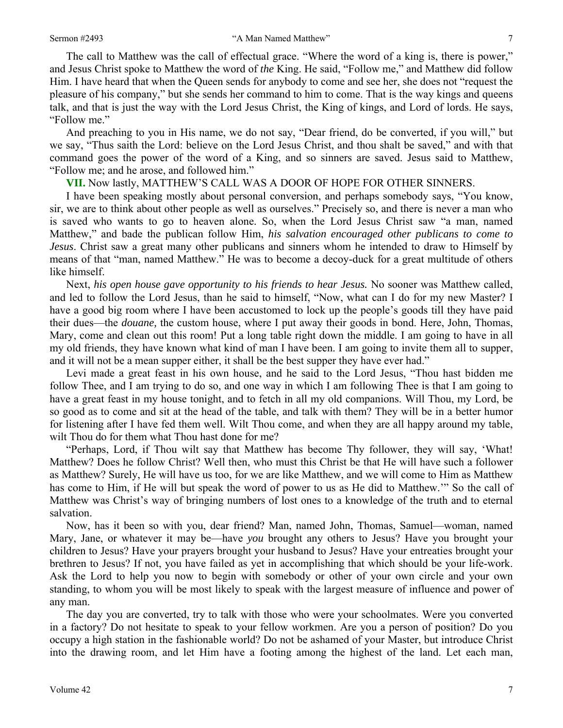The call to Matthew was the call of effectual grace. "Where the word of a king is, there is power," and Jesus Christ spoke to Matthew the word of *the* King. He said, "Follow me," and Matthew did follow Him. I have heard that when the Queen sends for anybody to come and see her, she does not "request the pleasure of his company," but she sends her command to him to come. That is the way kings and queens talk, and that is just the way with the Lord Jesus Christ, the King of kings, and Lord of lords. He says, "Follow me."

And preaching to you in His name, we do not say, "Dear friend, do be converted, if you will," but we say, "Thus saith the Lord: believe on the Lord Jesus Christ, and thou shalt be saved," and with that command goes the power of the word of a King, and so sinners are saved. Jesus said to Matthew, "Follow me; and he arose, and followed him."

**VII.** Now lastly, MATTHEW'S CALL WAS A DOOR OF HOPE FOR OTHER SINNERS.

I have been speaking mostly about personal conversion, and perhaps somebody says, "You know, sir, we are to think about other people as well as ourselves." Precisely so, and there is never a man who is saved who wants to go to heaven alone. So, when the Lord Jesus Christ saw "a man, named Matthew," and bade the publican follow Him, *his salvation encouraged other publicans to come to Jesus*. Christ saw a great many other publicans and sinners whom he intended to draw to Himself by means of that "man, named Matthew." He was to become a decoy-duck for a great multitude of others like himself.

Next, *his open house gave opportunity to his friends to hear Jesus.* No sooner was Matthew called, and led to follow the Lord Jesus, than he said to himself, "Now, what can I do for my new Master? I have a good big room where I have been accustomed to lock up the people's goods till they have paid their dues—the *douane,* the custom house, where I put away their goods in bond. Here, John, Thomas, Mary, come and clean out this room! Put a long table right down the middle. I am going to have in all my old friends, they have known what kind of man I have been. I am going to invite them all to supper, and it will not be a mean supper either, it shall be the best supper they have ever had."

Levi made a great feast in his own house, and he said to the Lord Jesus, "Thou hast bidden me follow Thee, and I am trying to do so, and one way in which I am following Thee is that I am going to have a great feast in my house tonight, and to fetch in all my old companions. Will Thou, my Lord, be so good as to come and sit at the head of the table, and talk with them? They will be in a better humor for listening after I have fed them well. Wilt Thou come, and when they are all happy around my table, wilt Thou do for them what Thou hast done for me?

"Perhaps, Lord, if Thou wilt say that Matthew has become Thy follower, they will say, 'What! Matthew? Does he follow Christ? Well then, who must this Christ be that He will have such a follower as Matthew? Surely, He will have us too, for we are like Matthew, and we will come to Him as Matthew has come to Him, if He will but speak the word of power to us as He did to Matthew.'" So the call of Matthew was Christ's way of bringing numbers of lost ones to a knowledge of the truth and to eternal salvation.

Now, has it been so with you, dear friend? Man, named John, Thomas, Samuel—woman, named Mary, Jane, or whatever it may be—have *you* brought any others to Jesus? Have you brought your children to Jesus? Have your prayers brought your husband to Jesus? Have your entreaties brought your brethren to Jesus? If not, you have failed as yet in accomplishing that which should be your life-work. Ask the Lord to help you now to begin with somebody or other of your own circle and your own standing, to whom you will be most likely to speak with the largest measure of influence and power of any man.

The day you are converted, try to talk with those who were your schoolmates. Were you converted in a factory? Do not hesitate to speak to your fellow workmen. Are you a person of position? Do you occupy a high station in the fashionable world? Do not be ashamed of your Master, but introduce Christ into the drawing room, and let Him have a footing among the highest of the land. Let each man,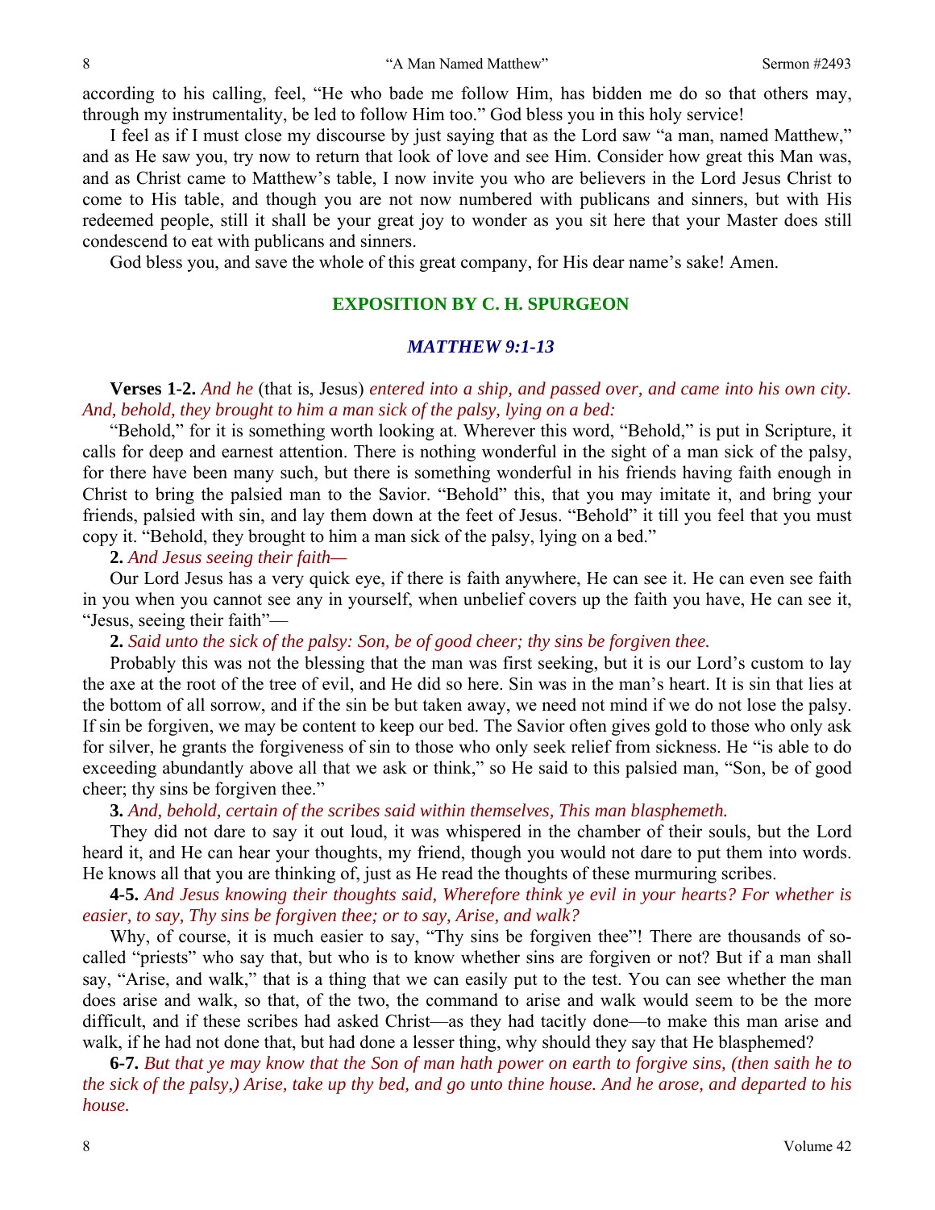according to his calling, feel, "He who bade me follow Him, has bidden me do so that others may, through my instrumentality, be led to follow Him too." God bless you in this holy service!

I feel as if I must close my discourse by just saying that as the Lord saw "a man, named Matthew," and as He saw you, try now to return that look of love and see Him. Consider how great this Man was, and as Christ came to Matthew's table, I now invite you who are believers in the Lord Jesus Christ to come to His table, and though you are not now numbered with publicans and sinners, but with His redeemed people, still it shall be your great joy to wonder as you sit here that your Master does still condescend to eat with publicans and sinners.

God bless you, and save the whole of this great company, for His dear name's sake! Amen.

## EXPOSITION BY C. H. SPURGEON

### *MATTHEW 9:1-13*

**Verses 1-2.** *And he* (that is, Jesus) *entered into a ship, and passed over, and came into his own city. And, behold, they brought to him a man sick of the palsy, lying on a bed:*

"Behold," for it is something worth looking at. Wherever this word, "Behold," is put in Scripture, it calls for deep and earnest attention. There is nothing wonderful in the sight of a man sick of the palsy, for there have been many such, but there is something wonderful in his friends having faith enough in Christ to bring the palsied man to the Savior. "Behold" this, that you may imitate it, and bring your friends, palsied with sin, and lay them down at the feet of Jesus. "Behold" it till you feel that you must copy it. "Behold, they brought to him a man sick of the palsy, lying on a bed."

**2.** *And Jesus seeing their faith—*

Our Lord Jesus has a very quick eye, if there is faith anywhere, He can see it. He can even see faith in you when you cannot see any in yourself, when unbelief covers up the faith you have, He can see it, "Jesus, seeing their faith"—

**2.** *Said unto the sick of the palsy: Son, be of good cheer; thy sins be forgiven thee.*

Probably this was not the blessing that the man was first seeking, but it is our Lord's custom to lay the axe at the root of the tree of evil, and He did so here. Sin was in the man's heart. It is sin that lies at the bottom of all sorrow, and if the sin be but taken away, we need not mind if we do not lose the palsy. If sin be forgiven, we may be content to keep our bed. The Savior often gives gold to those who only ask for silver, he grants the forgiveness of sin to those who only seek relief from sickness. He "is able to do exceeding abundantly above all that we ask or think," so He said to this palsied man, "Son, be of good cheer; thy sins be forgiven thee."

**3.** *And, behold, certain of the scribes said within themselves, This man blasphemeth.*

They did not dare to say it out loud, it was whispered in the chamber of their souls, but the Lord heard it, and He can hear your thoughts, my friend, though you would not dare to put them into words. He knows all that you are thinking of, just as He read the thoughts of these murmuring scribes.

**4-5.** *And Jesus knowing their thoughts said, Wherefore think ye evil in your hearts? For whether is easier, to say, Thy sins be forgiven thee; or to say, Arise, and walk?*

Why, of course, it is much easier to say, "Thy sins be forgiven thee"! There are thousands of so-called "priests" who say that, but who is to know whether sins are forgiven or not? But if a man shall say, "Arise, and walk," that is a thing that we can easily put to the test. You can see whether the man does arise and walk, so that, of the two, the command to arise and walk would seem to be the more difficult, and if these scribes had asked Christ—as they had tacitly done—to make this man arise and walk, if he had not done that, but had done a lesser thing, why should they say that He blasphemed?

**6-7.** *But that ye may know that the Son of man hath power on earth to forgive sins, (then saith he to the sick of the palsy,) Arise, take up thy bed, and go unto thine house. And he arose, and departed to his house.*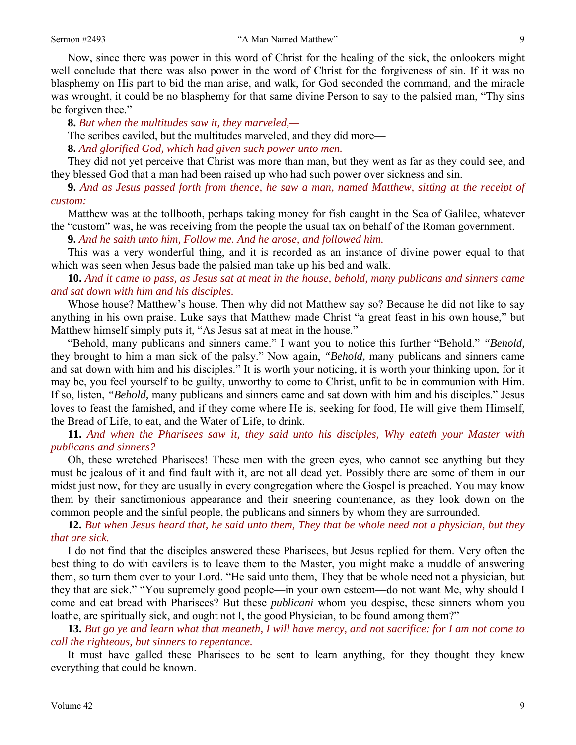Now, since there was power in this word of Christ for the healing of the sick, the onlookers might well conclude that there was also power in the word of Christ for the forgiveness of sin. If it was no blasphemy on His part to bid the man arise, and walk, for God seconded the command, and the miracle was wrought, it could be no blasphemy for that same divine Person to say to the palsied man, "Thy sins be forgiven thee."

**8.** *But when the multitudes saw it, they marveled,—*

The scribes caviled, but the multitudes marveled, and they did more—

**8.** *And glorified God, which had given such power unto men.*

They did not yet perceive that Christ was more than man, but they went as far as they could see, and they blessed God that a man had been raised up who had such power over sickness and sin.

**9.** *And as Jesus passed forth from thence, he saw a man, named Matthew, sitting at the receipt of custom:*

Matthew was at the tollbooth, perhaps taking money for fish caught in the Sea of Galilee, whatever the "custom" was, he was receiving from the people the usual tax on behalf of the Roman government.

**9.** *And he saith unto him, Follow me. And he arose, and followed him.*

This was a very wonderful thing, and it is recorded as an instance of divine power equal to that which was seen when Jesus bade the palsied man take up his bed and walk.

**10.** *And it came to pass, as Jesus sat at meat in the house, behold, many publicans and sinners came and sat down with him and his disciples.*

Whose house? Matthew's house. Then why did not Matthew say so? Because he did not like to say anything in his own praise. Luke says that Matthew made Christ "a great feast in his own house," but Matthew himself simply puts it, "As Jesus sat at meat in the house."

"Behold, many publicans and sinners came." I want you to notice this further "Behold." *"Behold,* they brought to him a man sick of the palsy." Now again, *"Behold,* many publicans and sinners came and sat down with him and his disciples." It is worth your noticing, it is worth your thinking upon, for it may be, you feel yourself to be guilty, unworthy to come to Christ, unfit to be in communion with Him. If so, listen, *"Behold,* many publicans and sinners came and sat down with him and his disciples." Jesus loves to feast the famished, and if they come where He is, seeking for food, He will give them Himself, the Bread of Life, to eat, and the Water of Life, to drink.

**11.** *And when the Pharisees saw it, they said unto his disciples, Why eateth your Master with publicans and sinners?*

Oh, these wretched Pharisees! These men with the green eyes, who cannot see anything but they must be jealous of it and find fault with it, are not all dead yet. Possibly there are some of them in our midst just now, for they are usually in every congregation where the Gospel is preached. You may know them by their sanctimonious appearance and their sneering countenance, as they look down on the common people and the sinful people, the publicans and sinners by whom they are surrounded.

**12.** *But when Jesus heard that, he said unto them, They that be whole need not a physician, but they that are sick.*

I do not find that the disciples answered these Pharisees, but Jesus replied for them. Very often the best thing to do with cavilers is to leave them to the Master, you might make a muddle of answering them, so turn them over to your Lord. "He said unto them, They that be whole need not a physician, but they that are sick." "You supremely good people—in your own esteem—do not want Me, why should I come and eat bread with Pharisees? But these *publicani* whom you despise, these sinners whom you loathe, are spiritually sick, and ought not I, the good Physician, to be found among them?"

**13.** *But go ye and learn what that meaneth, I will have mercy, and not sacrifice: for I am not come to call the righteous, but sinners to repentance.*

It must have galled these Pharisees to be sent to learn anything, for they thought they knew everything that could be known.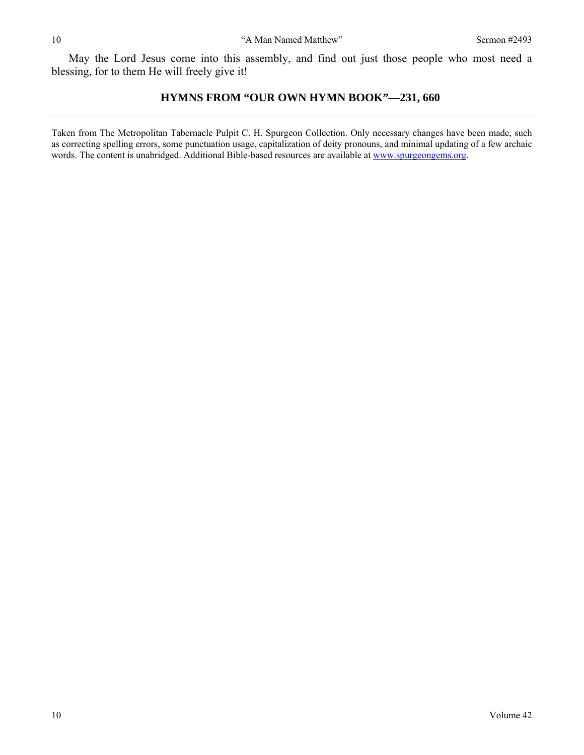May the Lord Jesus come into this assembly, and find out just those people who most need a blessing, for to them He will freely give it!

### HYMNS FROM "OUR OWN HYMN BOOK"—231, 660

---

Taken from The Metropolitan Tabernacle Pulpit C. H. Spurgeon Collection. Only necessary changes have been made, such as correcting spelling errors, some punctuation usage, capitalization of deity pronouns, and minimal updating of a few archaic words. The content is unabridged. Additional Bible-based resources are available at www.spurgeongems.org.